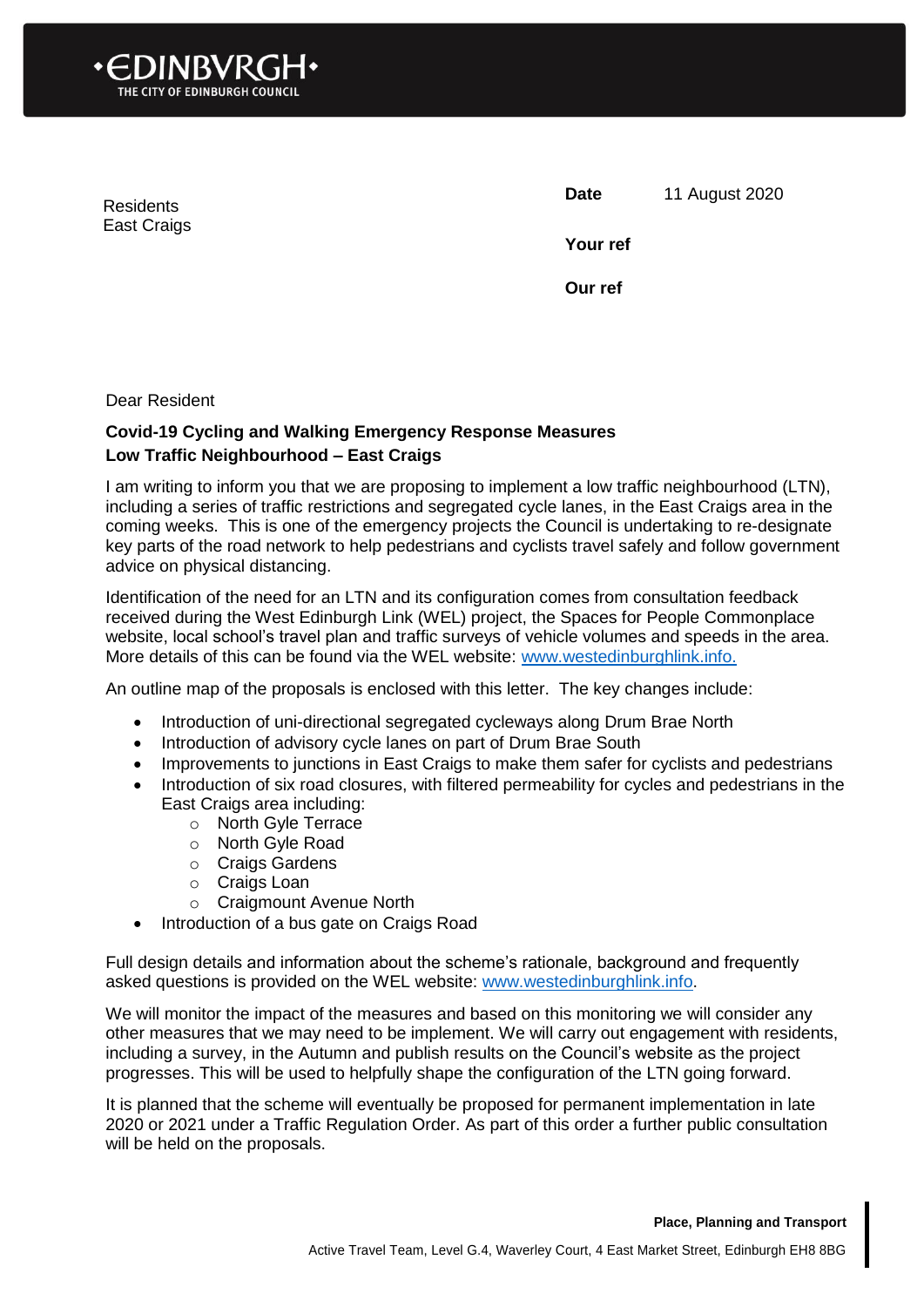**•EDINBVRGH•**
THE CITY OF EDINBURGH COUNCIL

Residents
East Craigs

**Date** 11 August 2020

**Your ref**

**Our ref**

Dear Resident

**Covid-19 Cycling and Walking Emergency Response Measures**
**Low Traffic Neighbourhood – East Craigs**

I am writing to inform you that we are proposing to implement a low traffic neighbourhood (LTN), including a series of traffic restrictions and segregated cycle lanes, in the East Craigs area in the coming weeks. This is one of the emergency projects the Council is undertaking to re-designate key parts of the road network to help pedestrians and cyclists travel safely and follow government advice on physical distancing.

Identification of the need for an LTN and its configuration comes from consultation feedback received during the West Edinburgh Link (WEL) project, the Spaces for People Commonplace website, local school's travel plan and traffic surveys of vehicle volumes and speeds in the area. More details of this can be found via the WEL website: [www.westedinburghlink.info.](http://www.westedinburghlink.info)

An outline map of the proposals is enclosed with this letter. The key changes include:

- Introduction of uni-directional segregated cycleways along Drum Brae North
- Introduction of advisory cycle lanes on part of Drum Brae South
- Improvements to junctions in East Craigs to make them safer for cyclists and pedestrians
- Introduction of six road closures, with filtered permeability for cycles and pedestrians in the East Craigs area including:
  - North Gyle Terrace
  - North Gyle Road
  - Craigs Gardens
  - Craigs Loan
  - Craigmount Avenue North
- Introduction of a bus gate on Craigs Road

Full design details and information about the scheme's rationale, background and frequently asked questions is provided on the WEL website: [www.westedinburghlink.info](http://www.westedinburghlink.info).

We will monitor the impact of the measures and based on this monitoring we will consider any other measures that we may need to be implement. We will carry out engagement with residents, including a survey, in the Autumn and publish results on the Council's website as the project progresses. This will be used to helpfully shape the configuration of the LTN going forward.

It is planned that the scheme will eventually be proposed for permanent implementation in late 2020 or 2021 under a Traffic Regulation Order. As part of this order a further public consultation will be held on the proposals.

**Place, Planning and Transport**
Active Travel Team, Level G.4, Waverley Court, 4 East Market Street, Edinburgh EH8 8BG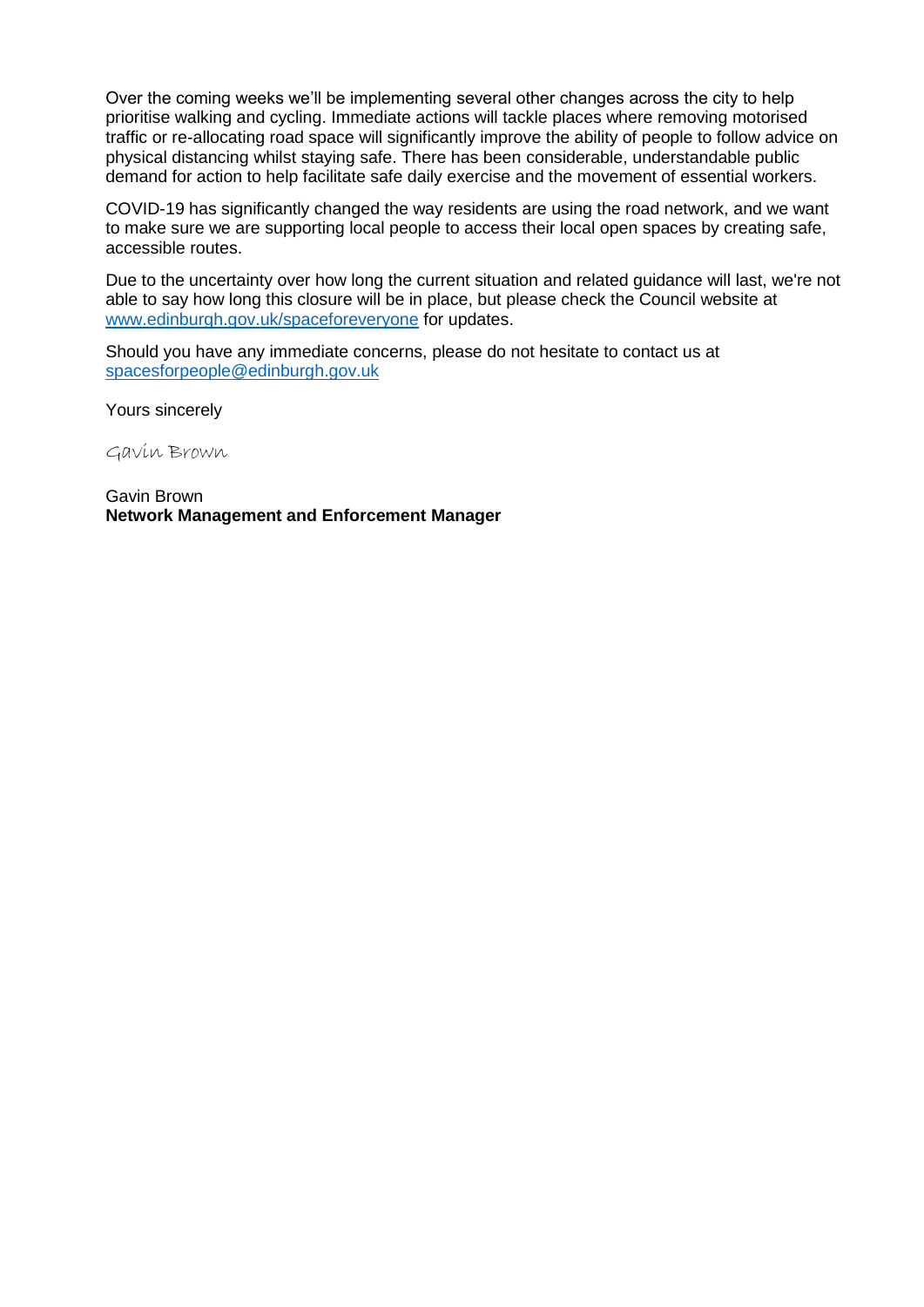Over the coming weeks we'll be implementing several other changes across the city to help prioritise walking and cycling. Immediate actions will tackle places where removing motorised traffic or re-allocating road space will significantly improve the ability of people to follow advice on physical distancing whilst staying safe. There has been considerable, understandable public demand for action to help facilitate safe daily exercise and the movement of essential workers.

COVID-19 has significantly changed the way residents are using the road network, and we want to make sure we are supporting local people to access their local open spaces by creating safe, accessible routes.

Due to the uncertainty over how long the current situation and related guidance will last, we're not able to say how long this closure will be in place, but please check the Council website at www.edinburgh.gov.uk/spaceforeveryone for updates.

Should you have any immediate concerns, please do not hesitate to contact us at spacesforpeople@edinburgh.gov.uk

Yours sincerely

Gavin Brown

Gavin Brown
**Network Management and Enforcement Manager**